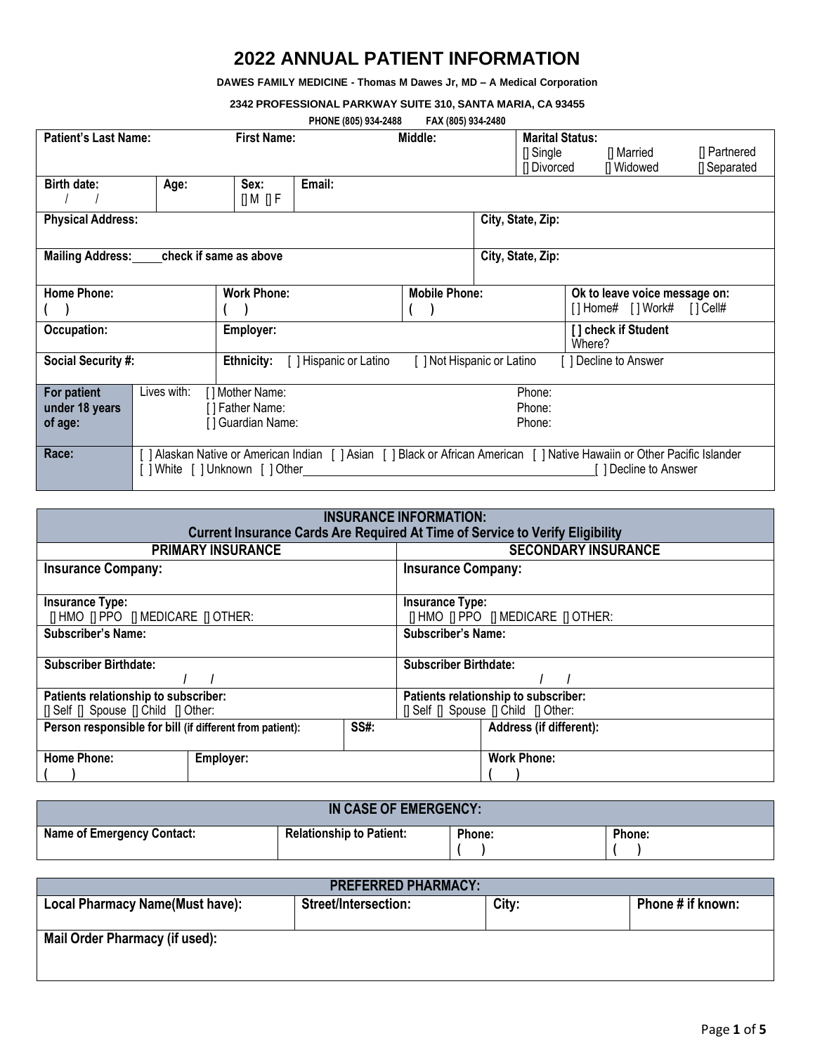# 2022 ANNUAL PATIENT INFORMATION

**DAWES FAMILY MEDICINE - Thomas M Dawes Jr, MD – A Medical Corporation**

**2342 PROFESSIONAL PARKWAY SUITE 310, SANTA MARIA, CA 93455**

**PHONE (805) 934-2488 FAX (805) 934-2480**

| **Patient's Last Name:** | | **First Name:** | | **Middle:** | **Marital Status:** [] Single [] Married [] Partnered [] Divorced [] Widowed [] Separated |
|---|---|---|---|---|---|
| **Birth date:** / / | **Age:** | **Sex:** [] M [] F | **Email:** | | |
| **Physical Address:** | | | | **City, State, Zip:** | |
| **Mailing Address:** _____check if same as above | | | | **City, State, Zip:** | |
| **Home Phone:** ( ) | | **Work Phone:** ( ) | **Mobile Phone:** ( ) | | **Ok to leave voice message on:** [ ] Home# [ ] Work# [ ] Cell# |
| **Occupation:** | | **Employer:** | | | **[ ] check if Student** Where? |
| **Social Security #:** | | **Ethnicity:** [ ] Hispanic or Latino [ ] Not Hispanic or Latino [ ] Decline to Answer | | | |
| **For patient under 18 years of age:** | Lives with: [ ] Mother Name: Phone: [ ] Father Name: Phone: [ ] Guardian Name: Phone: | | | | |
| **Race:** | [ ] Alaskan Native or American Indian [ ] Asian [ ] Black or African American [ ] Native Hawaiin or Other Pacific Islander [ ] White [ ] Unknown [ ] Other________________ [ ] Decline to Answer | | | | |

| **INSURANCE INFORMATION: Current Insurance Cards Are Required At Time of Service to Verify Eligibility** | | | |
|---|---|---|---|
| **PRIMARY INSURANCE** | | **SECONDARY INSURANCE** | |
| **Insurance Company:** | | **Insurance Company:** | |
| **Insurance Type:** [] HMO [] PPO [] MEDICARE [] OTHER: | | **Insurance Type:** [] HMO [] PPO [] MEDICARE [] OTHER: | |
| **Subscriber's Name:** | | **Subscriber's Name:** | |
| **Subscriber Birthdate:** / / | | **Subscriber Birthdate:** / / | |
| **Patients relationship to subscriber:** [] Self [] Spouse [] Child [] Other: | | **Patients relationship to subscriber:** [] Self [] Spouse [] Child [] Other: | |
| **Person responsible for bill (if different from patient):** | **SS#:** | | **Address (if different):** |
| **Home Phone:** ( ) | **Employer:** | | **Work Phone:** ( ) |

| **IN CASE OF EMERGENCY:** | | | |
|---|---|---|---|
| **Name of Emergency Contact:** | **Relationship to Patient:** | **Phone:** ( ) | **Phone:** ( ) |

| **PREFERRED PHARMACY:** | | | |
|---|---|---|---|
| **Local Pharmacy Name(Must have):** | **Street/Intersection:** | **City:** | **Phone # if known:** |
| **Mail Order Pharmacy (if used):** | | | |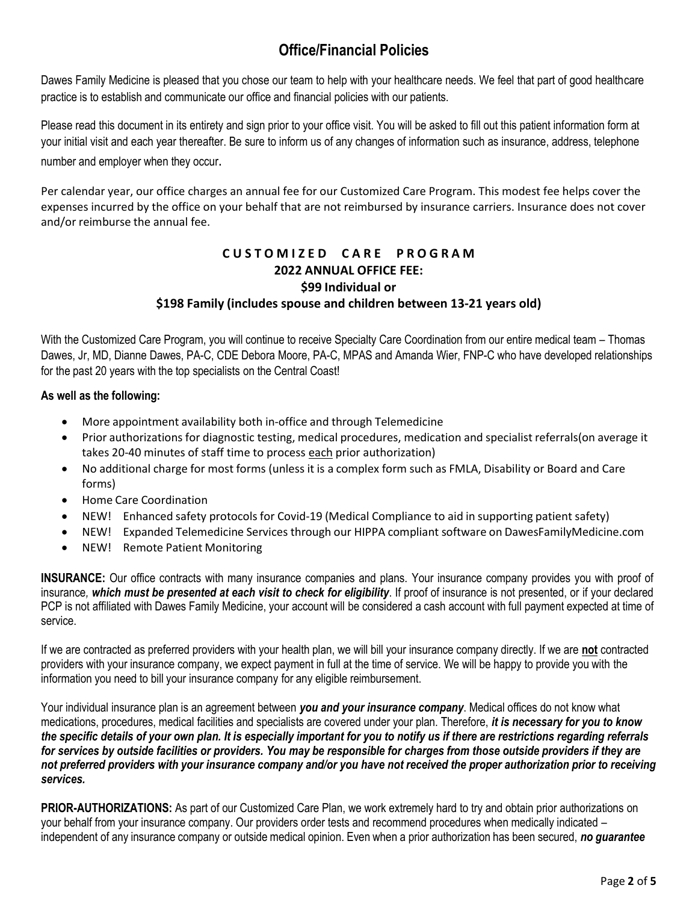# Office/Financial Policies

Dawes Family Medicine is pleased that you chose our team to help with your healthcare needs. We feel that part of good healthcare practice is to establish and communicate our office and financial policies with our patients.

Please read this document in its entirety and sign prior to your office visit. You will be asked to fill out this patient information form at your initial visit and each year thereafter. Be sure to inform us of any changes of information such as insurance, address, telephone number and employer when they occur.

Per calendar year, our office charges an annual fee for our Customized Care Program. This modest fee helps cover the expenses incurred by the office on your behalf that are not reimbursed by insurance carriers. Insurance does not cover and/or reimburse the annual fee.

**CUSTOMIZED CARE PROGRAM**
**2022 ANNUAL OFFICE FEE:**
**$99 Individual or**
**$198 Family (includes spouse and children between 13-21 years old)**

With the Customized Care Program, you will continue to receive Specialty Care Coordination from our entire medical team – Thomas Dawes, Jr, MD, Dianne Dawes, PA-C, CDE Debora Moore, PA-C, MPAS and Amanda Wier, FNP-C who have developed relationships for the past 20 years with the top specialists on the Central Coast!

**As well as the following:**

- More appointment availability both in-office and through Telemedicine
- Prior authorizations for diagnostic testing, medical procedures, medication and specialist referrals(on average it takes 20-40 minutes of staff time to process each prior authorization)
- No additional charge for most forms (unless it is a complex form such as FMLA, Disability or Board and Care forms)
- Home Care Coordination
- NEW! Enhanced safety protocols for Covid-19 (Medical Compliance to aid in supporting patient safety)
- NEW! Expanded Telemedicine Services through our HIPPA compliant software on DawesFamilyMedicine.com
- NEW! Remote Patient Monitoring

**INSURANCE:** Our office contracts with many insurance companies and plans. Your insurance company provides you with proof of insurance, ***which must be presented at each visit to check for eligibility***. If proof of insurance is not presented, or if your declared PCP is not affiliated with Dawes Family Medicine, your account will be considered a cash account with full payment expected at time of service.

If we are contracted as preferred providers with your health plan, we will bill your insurance company directly. If we are **not** contracted providers with your insurance company, we expect payment in full at the time of service. We will be happy to provide you with the information you need to bill your insurance company for any eligible reimbursement.

Your individual insurance plan is an agreement between ***you and your insurance company***. Medical offices do not know what medications, procedures, medical facilities and specialists are covered under your plan. Therefore, ***it is necessary for you to know the specific details of your own plan. It is especially important for you to notify us if there are restrictions regarding referrals for services by outside facilities or providers. You may be responsible for charges from those outside providers if they are not preferred providers with your insurance company and/or you have not received the proper authorization prior to receiving services.***

**PRIOR-AUTHORIZATIONS:** As part of our Customized Care Plan, we work extremely hard to try and obtain prior authorizations on your behalf from your insurance company. Our providers order tests and recommend procedures when medically indicated – independent of any insurance company or outside medical opinion. Even when a prior authorization has been secured, ***no guarantee***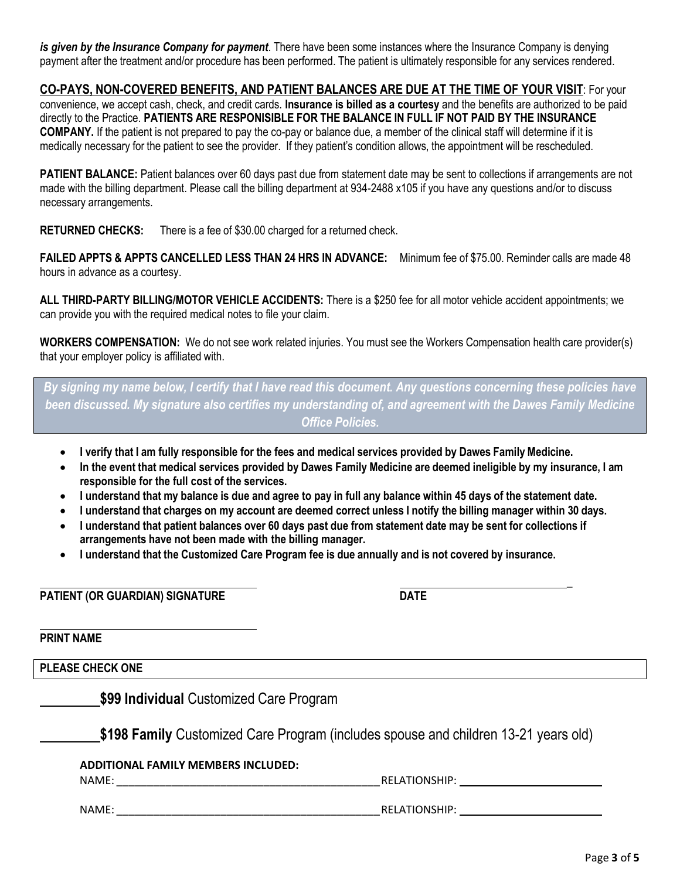*is given by the Insurance Company for payment*. There have been some instances where the Insurance Company is denying payment after the treatment and/or procedure has been performed. The patient is ultimately responsible for any services rendered.

**CO-PAYS, NON-COVERED BENEFITS, AND PATIENT BALANCES ARE DUE AT THE TIME OF YOUR VISIT**: For your convenience, we accept cash, check, and credit cards. **Insurance is billed as a courtesy** and the benefits are authorized to be paid directly to the Practice. **PATIENTS ARE RESPONISIBLE FOR THE BALANCE IN FULL IF NOT PAID BY THE INSURANCE COMPANY.** If the patient is not prepared to pay the co-pay or balance due, a member of the clinical staff will determine if it is medically necessary for the patient to see the provider. If they patient's condition allows, the appointment will be rescheduled.

**PATIENT BALANCE:** Patient balances over 60 days past due from statement date may be sent to collections if arrangements are not made with the billing department. Please call the billing department at 934-2488 x105 if you have any questions and/or to discuss necessary arrangements.

**RETURNED CHECKS:** There is a fee of $30.00 charged for a returned check.

**FAILED APPTS & APPTS CANCELLED LESS THAN 24 HRS IN ADVANCE:** Minimum fee of $75.00. Reminder calls are made 48 hours in advance as a courtesy.

**ALL THIRD-PARTY BILLING/MOTOR VEHICLE ACCIDENTS:** There is a $250 fee for all motor vehicle accident appointments; we can provide you with the required medical notes to file your claim.

**WORKERS COMPENSATION:** We do not see work related injuries. You must see the Workers Compensation health care provider(s) that your employer policy is affiliated with.

***By signing my name below, I certify that I have read this document. Any questions concerning these policies have been discussed. My signature also certifies my understanding of, and agreement with the Dawes Family Medicine Office Policies.***

- **I verify that I am fully responsible for the fees and medical services provided by Dawes Family Medicine.**
- **In the event that medical services provided by Dawes Family Medicine are deemed ineligible by my insurance, I am responsible for the full cost of the services.**
- **I understand that my balance is due and agree to pay in full any balance within 45 days of the statement date.**
- **I understand that charges on my account are deemed correct unless I notify the billing manager within 30 days.**
- **I understand that patient balances over 60 days past due from statement date may be sent for collections if arrangements have not been made with the billing manager.**
- **I understand that the Customized Care Program fee is due annually and is not covered by insurance.**

\_\_\_\_\_\_\_\_\_\_\_\_\_\_\_\_\_\_\_\_\_\_\_\_\_\_\_\_\_\_\_\_\_\_\_\_ \_\_\_\_\_\_\_\_\_\_\_\_\_\_\_\_\_\_\_\_\_\_\_\_\_\_\_\_\_\_

**PATIENT (OR GUARDIAN) SIGNATURE** **DATE**

\_\_\_\_\_\_\_\_\_\_\_\_\_\_\_\_\_\_\_\_\_\_\_\_\_\_\_\_\_\_\_\_\_\_\_\_

**PRINT NAME**

**PLEASE CHECK ONE**

\_\_\_\_\_\_\_\_\_ **$99 Individual** Customized Care Program

\_\_\_\_\_\_\_\_\_ **$198 Family** Customized Care Program (includes spouse and children 13-21 years old)

**ADDITIONAL FAMILY MEMBERS INCLUDED:**

NAME: \_\_\_\_\_\_\_\_\_\_\_\_\_\_\_\_\_\_\_\_\_\_\_\_\_\_\_\_\_\_\_\_\_\_\_\_\_\_\_\_\_\_\_\_ RELATIONSHIP: \_\_\_\_\_\_\_\_\_\_\_\_\_\_\_\_\_\_\_\_\_\_\_\_

NAME: \_\_\_\_\_\_\_\_\_\_\_\_\_\_\_\_\_\_\_\_\_\_\_\_\_\_\_\_\_\_\_\_\_\_\_\_\_\_\_\_\_\_\_\_ RELATIONSHIP: \_\_\_\_\_\_\_\_\_\_\_\_\_\_\_\_\_\_\_\_\_\_\_\_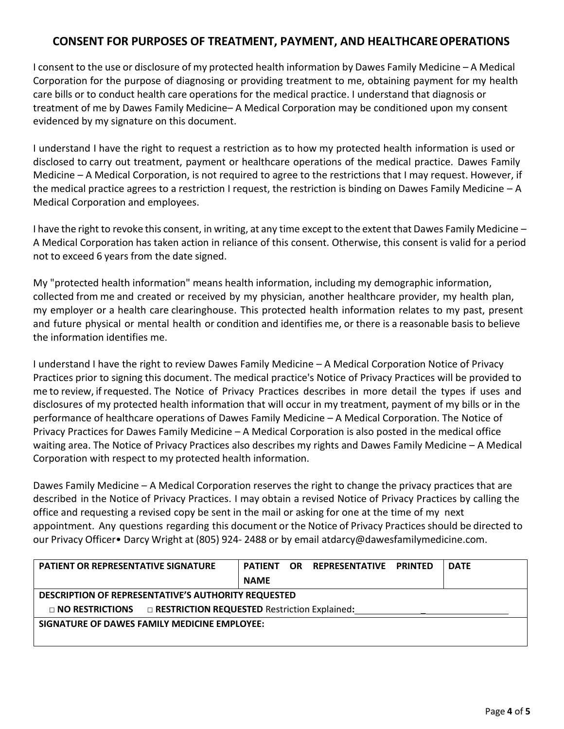## CONSENT FOR PURPOSES OF TREATMENT, PAYMENT, AND HEALTHCARE OPERATIONS

I consent to the use or disclosure of my protected health information by Dawes Family Medicine – A Medical Corporation for the purpose of diagnosing or providing treatment to me, obtaining payment for my health care bills or to conduct health care operations for the medical practice. I understand that diagnosis or treatment of me by Dawes Family Medicine– A Medical Corporation may be conditioned upon my consent evidenced by my signature on this document.

I understand I have the right to request a restriction as to how my protected health information is used or disclosed to carry out treatment, payment or healthcare operations of the medical practice. Dawes Family Medicine – A Medical Corporation, is not required to agree to the restrictions that I may request. However, if the medical practice agrees to a restriction I request, the restriction is binding on Dawes Family Medicine – A Medical Corporation and employees.

I have the right to revoke this consent, in writing, at any time except to the extent that Dawes Family Medicine – A Medical Corporation has taken action in reliance of this consent. Otherwise, this consent is valid for a period not to exceed 6 years from the date signed.

My "protected health information" means health information, including my demographic information, collected from me and created or received by my physician, another healthcare provider, my health plan, my employer or a health care clearinghouse. This protected health information relates to my past, present and future physical or mental health or condition and identifies me, or there is a reasonable basis to believe the information identifies me.

I understand I have the right to review Dawes Family Medicine – A Medical Corporation Notice of Privacy Practices prior to signing this document. The medical practice's Notice of Privacy Practices will be provided to me to review, if requested. The Notice of Privacy Practices describes in more detail the types if uses and disclosures of my protected health information that will occur in my treatment, payment of my bills or in the performance of healthcare operations of Dawes Family Medicine – A Medical Corporation. The Notice of Privacy Practices for Dawes Family Medicine – A Medical Corporation is also posted in the medical office waiting area. The Notice of Privacy Practices also describes my rights and Dawes Family Medicine – A Medical Corporation with respect to my protected health information.

Dawes Family Medicine – A Medical Corporation reserves the right to change the privacy practices that are described in the Notice of Privacy Practices. I may obtain a revised Notice of Privacy Practices by calling the office and requesting a revised copy be sent in the mail or asking for one at the time of my next appointment. Any questions regarding this document or the Notice of Privacy Practices should be directed to our Privacy Officer• Darcy Wright at (805) 924- 2488 or by email atdarcy@dawesfamilymedicine.com.

| PATIENT OR REPRESENTATIVE SIGNATURE | PATIENT OR REPRESENTATIVE PRINTED NAME | DATE |
|---|---|---|
| **DESCRIPTION OF REPRESENTATIVE'S AUTHORITY REQUESTED** | | |
| □ **NO RESTRICTIONS** □ **RESTRICTION REQUESTED** Restriction Explained: ____________________ | | |
| **SIGNATURE OF DAWES FAMILY MEDICINE EMPLOYEE:** | | |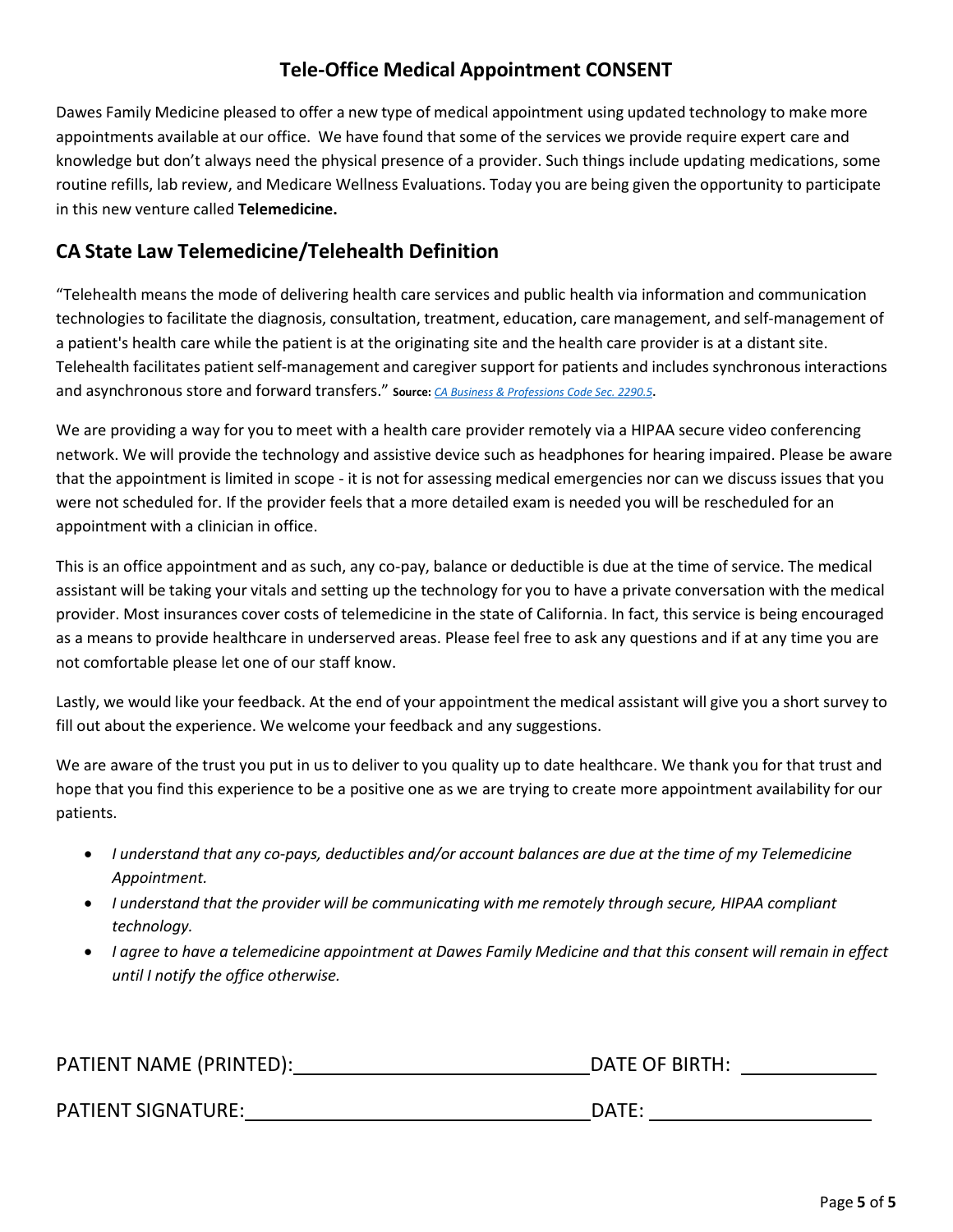# Tele-Office Medical Appointment CONSENT

Dawes Family Medicine pleased to offer a new type of medical appointment using updated technology to make more appointments available at our office. We have found that some of the services we provide require expert care and knowledge but don't always need the physical presence of a provider. Such things include updating medications, some routine refills, lab review, and Medicare Wellness Evaluations. Today you are being given the opportunity to participate in this new venture called **Telemedicine.**

## CA State Law Telemedicine/Telehealth Definition

"Telehealth means the mode of delivering health care services and public health via information and communication technologies to facilitate the diagnosis, consultation, treatment, education, care management, and self-management of a patient's health care while the patient is at the originating site and the health care provider is at a distant site. Telehealth facilitates patient self-management and caregiver support for patients and includes synchronous interactions and asynchronous store and forward transfers." **Source:** *CA Business & Professions Code Sec. 2290.5*.

We are providing a way for you to meet with a health care provider remotely via a HIPAA secure video conferencing network. We will provide the technology and assistive device such as headphones for hearing impaired. Please be aware that the appointment is limited in scope - it is not for assessing medical emergencies nor can we discuss issues that you were not scheduled for. If the provider feels that a more detailed exam is needed you will be rescheduled for an appointment with a clinician in office.

This is an office appointment and as such, any co-pay, balance or deductible is due at the time of service. The medical assistant will be taking your vitals and setting up the technology for you to have a private conversation with the medical provider. Most insurances cover costs of telemedicine in the state of California. In fact, this service is being encouraged as a means to provide healthcare in underserved areas. Please feel free to ask any questions and if at any time you are not comfortable please let one of our staff know.

Lastly, we would like your feedback. At the end of your appointment the medical assistant will give you a short survey to fill out about the experience. We welcome your feedback and any suggestions.

We are aware of the trust you put in us to deliver to you quality up to date healthcare. We thank you for that trust and hope that you find this experience to be a positive one as we are trying to create more appointment availability for our patients.

- *I understand that any co-pays, deductibles and/or account balances are due at the time of my Telemedicine Appointment.*
- *I understand that the provider will be communicating with me remotely through secure, HIPAA compliant technology.*
- *I agree to have a telemedicine appointment at Dawes Family Medicine and that this consent will remain in effect until I notify the office otherwise.*

PATIENT NAME (PRINTED): ______________________________ DATE OF BIRTH: ______________

PATIENT SIGNATURE: ______________________________ DATE: ______________________